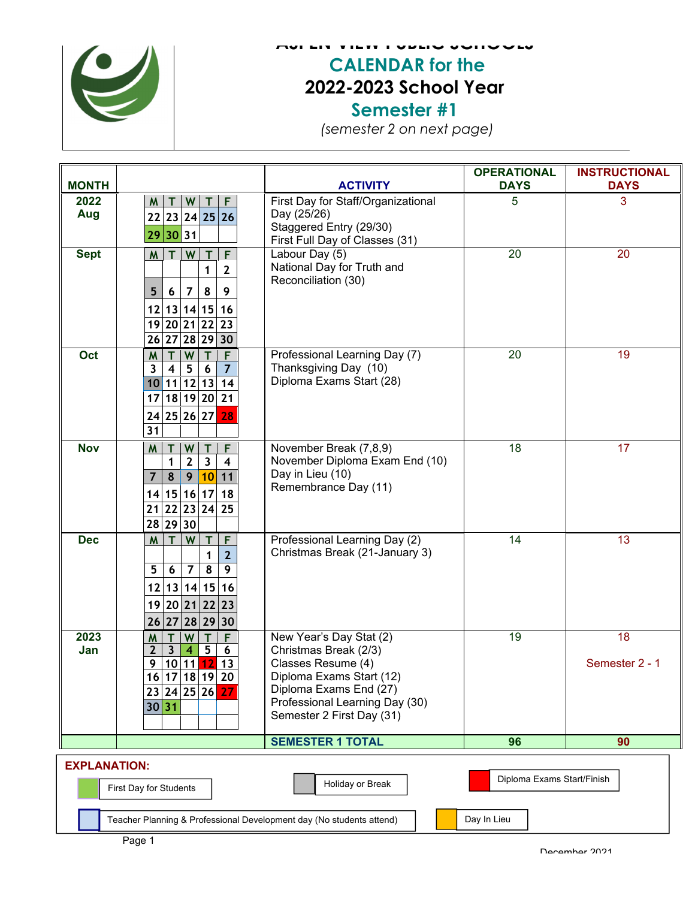# ASPEN VIEW PUBLIC SCHOOLS
## CALENDAR for the
## 2022-2023 School Year
## Semester #1
*(semester 2 on next page)*

| MONTH | | ACTIVITY | OPERATIONAL DAYS | INSTRUCTIONAL DAYS |
|---|---|---|---|---|
| 2022 Aug | M T W T F / 22 23 24 25 26 / 29 30 31 | First Day for Staff/Organizational Day (25/26)<br>Staggered Entry (29/30)<br>First Full Day of Classes (31) | 5 | 3 |
| Sept | M T W T F / 1 2 / 5 6 7 8 9 / 12 13 14 15 16 / 19 20 21 22 23 / 26 27 28 29 30 | Labour Day (5)<br>National Day for Truth and Reconciliation (30) | 20 | 20 |
| Oct | M T W T F / 3 4 5 6 7 / 10 11 12 13 14 / 17 18 19 20 21 / 24 25 26 27 28 / 31 | Professional Learning Day (7)<br>Thanksgiving Day (10)<br>Diploma Exams Start (28) | 20 | 19 |
| Nov | M T W T F / 1 2 3 4 / 7 8 9 10 11 / 14 15 16 17 18 / 21 22 23 24 25 / 28 29 30 | November Break (7,8,9)<br>November Diploma Exam End (10)<br>Day in Lieu (10)<br>Remembrance Day (11) | 18 | 17 |
| Dec | M T W T F / 1 2 / 5 6 7 8 9 / 12 13 14 15 16 / 19 20 21 22 23 / 26 27 28 29 30 | Professional Learning Day (2)<br>Christmas Break (21-January 3) | 14 | 13 |
| 2023 Jan | M T W T F / 2 3 4 5 6 / 9 10 11 12 13 / 16 17 18 19 20 / 23 24 25 26 27 / 30 31 | New Year's Day Stat (2)<br>Christmas Break (2/3)<br>Classes Resume (4)<br>Diploma Exams Start (12)<br>Diploma Exams End (27)<br>Professional Learning Day (30)<br>Semester 2 First Day (31) | 19 | 18<br><br>Semester 2 - 1 |
| | | **SEMESTER 1 TOTAL** | **96** | **90** |

**EXPLANATION:**

- First Day for Students (green)
- Holiday or Break (grey)
- Diploma Exams Start/Finish (red)
- Teacher Planning & Professional Development day (No students attend) (blue)
- Day In Lieu (yellow)

December 2021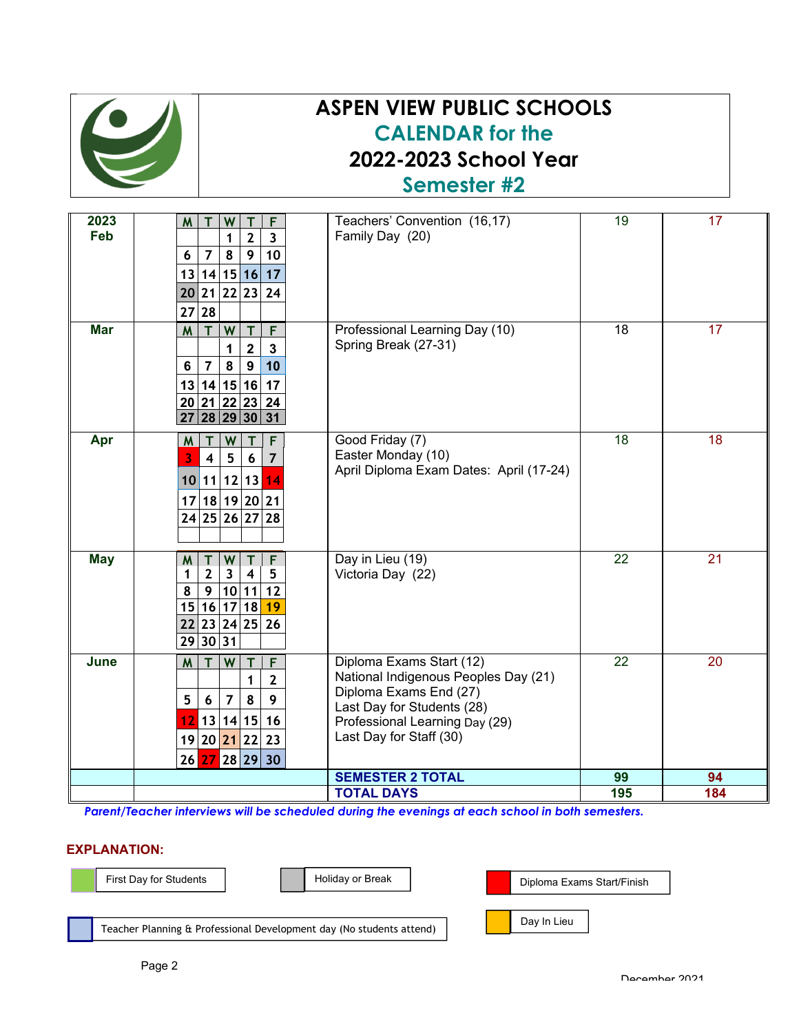# ASPEN VIEW PUBLIC SCHOOLS
## CALENDAR for the
## 2022-2023 School Year
## Semester #2

| | | | | | |
|---|---|---|---|---|---|
| 2023 Feb | | M T W T F / 1 2 3 / 6 7 8 9 10 / 13 14 15 16 17 / 20 21 22 23 24 / 27 28 | Teachers' Convention (16,17)<br>Family Day (20) | 19 | 17 |
| Mar | | M T W T F / 1 2 3 / 6 7 8 9 10 / 13 14 15 16 17 / 20 21 22 23 24 / 27 28 29 30 31 | Professional Learning Day (10)<br>Spring Break (27-31) | 18 | 17 |
| Apr | | M T W T F / 3 4 5 6 7 / 10 11 12 13 14 / 17 18 19 20 21 / 24 25 26 27 28 | Good Friday (7)<br>Easter Monday (10)<br>April Diploma Exam Dates: April (17-24) | 18 | 18 |
| May | | M T W T F / 1 2 3 4 5 / 8 9 10 11 12 / 15 16 17 18 19 / 22 23 24 25 26 / 29 30 31 | Day in Lieu (19)<br>Victoria Day (22) | 22 | 21 |
| June | | M T W T F / 1 2 / 5 6 7 8 9 / 12 13 14 15 16 / 19 20 21 22 23 / 26 27 28 29 30 | Diploma Exams Start (12)<br>National Indigenous Peoples Day (21)<br>Diploma Exams End (27)<br>Last Day for Students (28)<br>Professional Learning Day (29)<br>Last Day for Staff (30) | 22 | 20 |
| | | | **SEMESTER 2 TOTAL** | **99** | **94** |
| | | | **TOTAL DAYS** | **195** | **184** |

*Parent/Teacher interviews will be scheduled during the evenings at each school in both semesters.*

**EXPLANATION:**

- First Day for Students
- Holiday or Break
- Diploma Exams Start/Finish
- Teacher Planning & Professional Development day (No students attend)
- Day In Lieu

December 2021